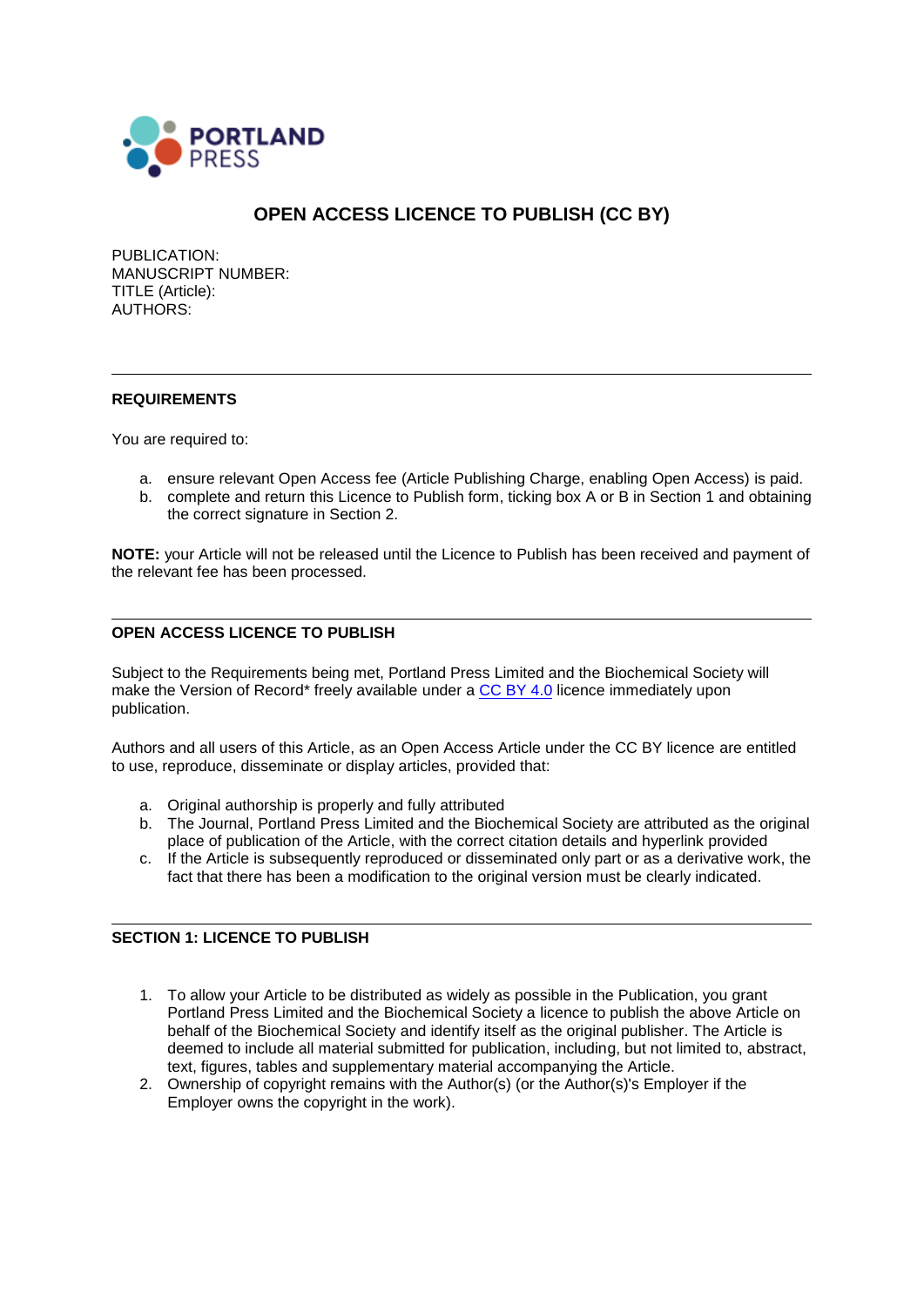PORTLAND PRESS

# OPEN ACCESS LICENCE TO PUBLISH (CC BY)

PUBLICATION:
MANUSCRIPT NUMBER:
TITLE (Article):
AUTHORS:

---

## REQUIREMENTS

You are required to:

a. ensure relevant Open Access fee (Article Publishing Charge, enabling Open Access) is paid.
b. complete and return this Licence to Publish form, ticking box A or B in Section 1 and obtaining the correct signature in Section 2.

**NOTE:** your Article will not be released until the Licence to Publish has been received and payment of the relevant fee has been processed.

---

## OPEN ACCESS LICENCE TO PUBLISH

Subject to the Requirements being met, Portland Press Limited and the Biochemical Society will make the Version of Record* freely available under a CC BY 4.0 licence immediately upon publication.

Authors and all users of this Article, as an Open Access Article under the CC BY licence are entitled to use, reproduce, disseminate or display articles, provided that:

a. Original authorship is properly and fully attributed
b. The Journal, Portland Press Limited and the Biochemical Society are attributed as the original place of publication of the Article, with the correct citation details and hyperlink provided
c. If the Article is subsequently reproduced or disseminated only part or as a derivative work, the fact that there has been a modification to the original version must be clearly indicated.

---

## SECTION 1: LICENCE TO PUBLISH

1. To allow your Article to be distributed as widely as possible in the Publication, you grant Portland Press Limited and the Biochemical Society a licence to publish the above Article on behalf of the Biochemical Society and identify itself as the original publisher. The Article is deemed to include all material submitted for publication, including, but not limited to, abstract, text, figures, tables and supplementary material accompanying the Article.
2. Ownership of copyright remains with the Author(s) (or the Author(s)'s Employer if the Employer owns the copyright in the work).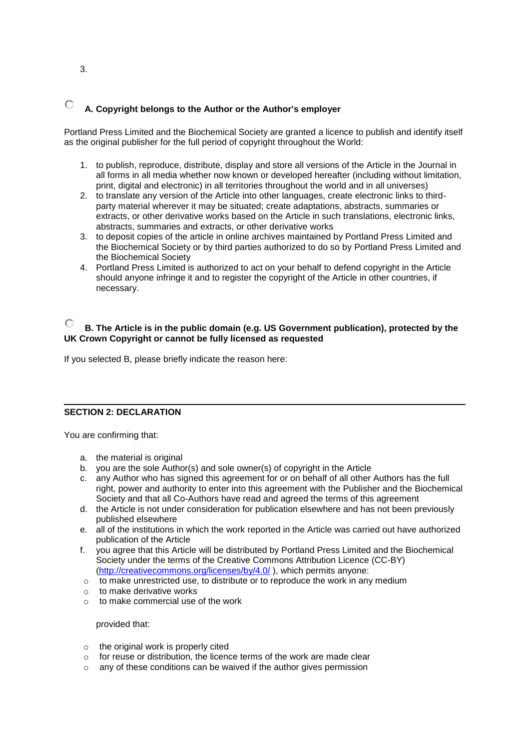3.

**A. Copyright belongs to the Author or the Author's employer**

Portland Press Limited and the Biochemical Society are granted a licence to publish and identify itself as the original publisher for the full period of copyright throughout the World:

1. to publish, reproduce, distribute, display and store all versions of the Article in the Journal in all forms in all media whether now known or developed hereafter (including without limitation, print, digital and electronic) in all territories throughout the world and in all universes)
2. to translate any version of the Article into other languages, create electronic links to third-party material wherever it may be situated; create adaptations, abstracts, summaries or extracts, or other derivative works based on the Article in such translations, electronic links, abstracts, summaries and extracts, or other derivative works
3. to deposit copies of the article in online archives maintained by Portland Press Limited and the Biochemical Society or by third parties authorized to do so by Portland Press Limited and the Biochemical Society
4. Portland Press Limited is authorized to act on your behalf to defend copyright in the Article should anyone infringe it and to register the copyright of the Article in other countries, if necessary.

**B. The Article is in the public domain (e.g. US Government publication), protected by the UK Crown Copyright or cannot be fully licensed as requested**

If you selected B, please briefly indicate the reason here:

---

**SECTION 2: DECLARATION**

You are confirming that:

a. the material is original
b. you are the sole Author(s) and sole owner(s) of copyright in the Article
c. any Author who has signed this agreement for or on behalf of all other Authors has the full right, power and authority to enter into this agreement with the Publisher and the Biochemical Society and that all Co-Authors have read and agreed the terms of this agreement
d. the Article is not under consideration for publication elsewhere and has not been previously published elsewhere
e. all of the institutions in which the work reported in the Article was carried out have authorized publication of the Article
f. you agree that this Article will be distributed by Portland Press Limited and the Biochemical Society under the terms of the Creative Commons Attribution Licence (CC-BY) (http://creativecommons.org/licenses/by/4.0/ ), which permits anyone:
   - to make unrestricted use, to distribute or to reproduce the work in any medium
   - to make derivative works
   - to make commercial use of the work

   provided that:

   - the original work is properly cited
   - for reuse or distribution, the licence terms of the work are made clear
   - any of these conditions can be waived if the author gives permission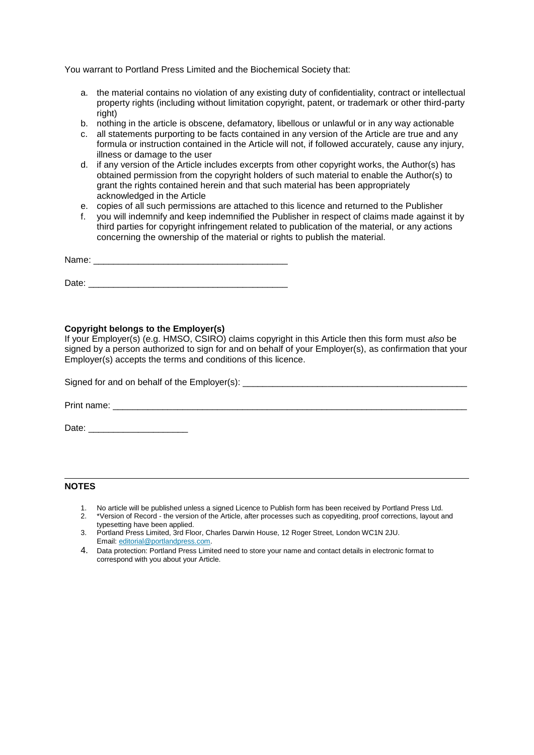You warrant to Portland Press Limited and the Biochemical Society that:

a. the material contains no violation of any existing duty of confidentiality, contract or intellectual property rights (including without limitation copyright, patent, or trademark or other third-party right)
b. nothing in the article is obscene, defamatory, libellous or unlawful or in any way actionable
c. all statements purporting to be facts contained in any version of the Article are true and any formula or instruction contained in the Article will not, if followed accurately, cause any injury, illness or damage to the user
d. if any version of the Article includes excerpts from other copyright works, the Author(s) has obtained permission from the copyright holders of such material to enable the Author(s) to grant the rights contained herein and that such material has been appropriately acknowledged in the Article
e. copies of all such permissions are attached to this licence and returned to the Publisher
f. you will indemnify and keep indemnified the Publisher in respect of claims made against it by third parties for copyright infringement related to publication of the material, or any actions concerning the ownership of the material or rights to publish the material.

Name: ________________________________________

Date: _________________________________________

**Copyright belongs to the Employer(s)**
If your Employer(s) (e.g. HMSO, CSIRO) claims copyright in this Article then this form must *also* be signed by a person authorized to sign for and on behalf of your Employer(s), as confirmation that your Employer(s) accepts the terms and conditions of this licence.

Signed for and on behalf of the Employer(s): ______________________________________________

Print name: __________________________________________________________________________

Date: ____________________

---

**NOTES**

1. No article will be published unless a signed Licence to Publish form has been received by Portland Press Ltd.
2. *Version of Record - the version of the Article, after processes such as copyediting, proof corrections, layout and typesetting have been applied.
3. Portland Press Limited, 3rd Floor, Charles Darwin House, 12 Roger Street, London WC1N 2JU. Email: editorial@portlandpress.com.
4. Data protection: Portland Press Limited need to store your name and contact details in electronic format to correspond with you about your Article.